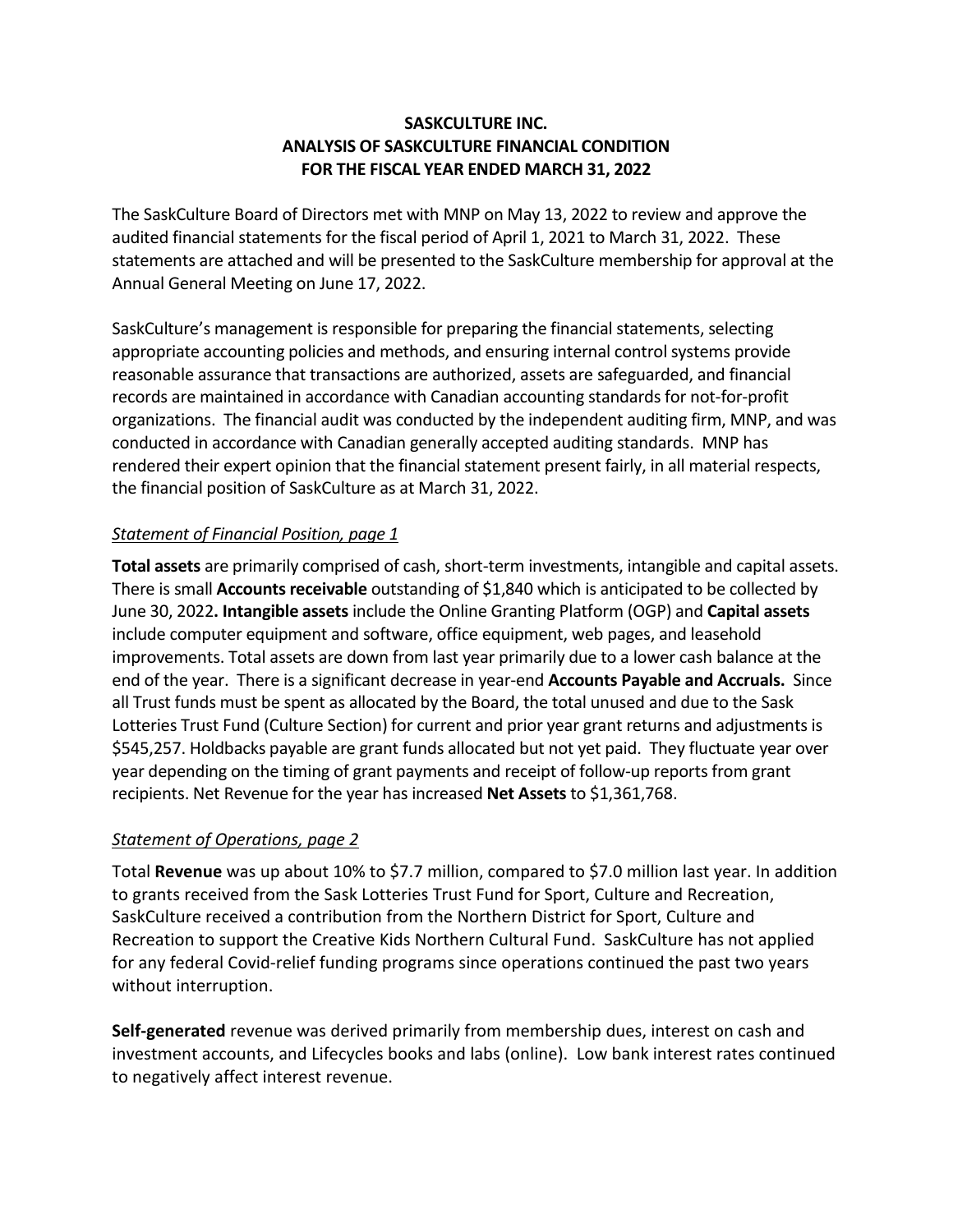**SASKCULTURE INC.**
**ANALYSIS OF SASKCULTURE FINANCIAL CONDITION**
**FOR THE FISCAL YEAR ENDED MARCH 31, 2022**

The SaskCulture Board of Directors met with MNP on May 13, 2022 to review and approve the audited financial statements for the fiscal period of April 1, 2021 to March 31, 2022. These statements are attached and will be presented to the SaskCulture membership for approval at the Annual General Meeting on June 17, 2022.

SaskCulture's management is responsible for preparing the financial statements, selecting appropriate accounting policies and methods, and ensuring internal control systems provide reasonable assurance that transactions are authorized, assets are safeguarded, and financial records are maintained in accordance with Canadian accounting standards for not-for-profit organizations. The financial audit was conducted by the independent auditing firm, MNP, and was conducted in accordance with Canadian generally accepted auditing standards. MNP has rendered their expert opinion that the financial statement present fairly, in all material respects, the financial position of SaskCulture as at March 31, 2022.

*Statement of Financial Position, page 1*

**Total assets** are primarily comprised of cash, short-term investments, intangible and capital assets. There is small **Accounts receivable** outstanding of $1,840 which is anticipated to be collected by June 30, 2022**. Intangible assets** include the Online Granting Platform (OGP) and **Capital assets** include computer equipment and software, office equipment, web pages, and leasehold improvements. Total assets are down from last year primarily due to a lower cash balance at the end of the year. There is a significant decrease in year-end **Accounts Payable and Accruals.** Since all Trust funds must be spent as allocated by the Board, the total unused and due to the Sask Lotteries Trust Fund (Culture Section) for current and prior year grant returns and adjustments is $545,257. Holdbacks payable are grant funds allocated but not yet paid. They fluctuate year over year depending on the timing of grant payments and receipt of follow-up reports from grant recipients. Net Revenue for the year has increased **Net Assets** to $1,361,768.

*Statement of Operations, page 2*

Total **Revenue** was up about 10% to $7.7 million, compared to $7.0 million last year. In addition to grants received from the Sask Lotteries Trust Fund for Sport, Culture and Recreation, SaskCulture received a contribution from the Northern District for Sport, Culture and Recreation to support the Creative Kids Northern Cultural Fund. SaskCulture has not applied for any federal Covid-relief funding programs since operations continued the past two years without interruption.

**Self-generated** revenue was derived primarily from membership dues, interest on cash and investment accounts, and Lifecycles books and labs (online). Low bank interest rates continued to negatively affect interest revenue.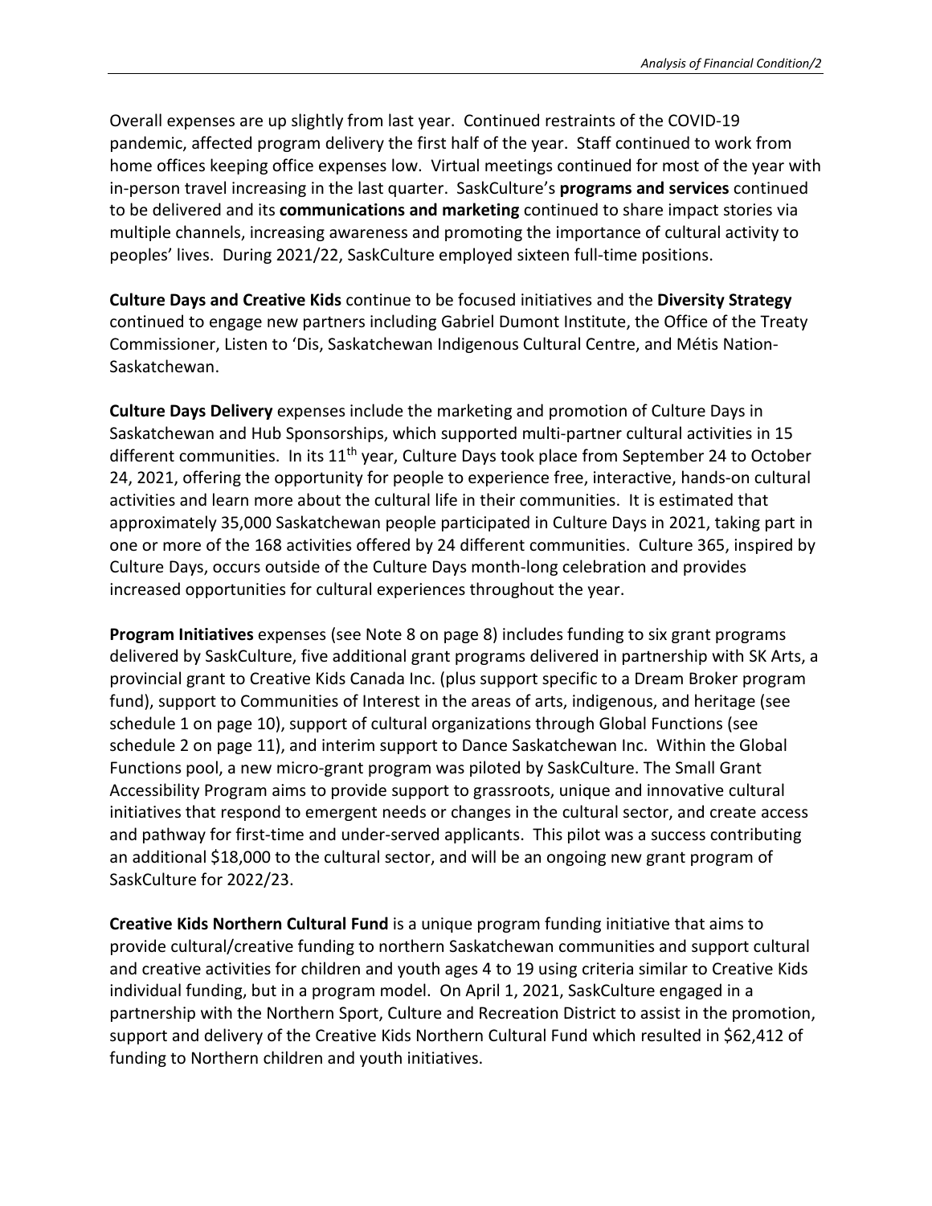Overall expenses are up slightly from last year. Continued restraints of the COVID-19 pandemic, affected program delivery the first half of the year. Staff continued to work from home offices keeping office expenses low. Virtual meetings continued for most of the year with in-person travel increasing in the last quarter. SaskCulture's **programs and services** continued to be delivered and its **communications and marketing** continued to share impact stories via multiple channels, increasing awareness and promoting the importance of cultural activity to peoples' lives. During 2021/22, SaskCulture employed sixteen full-time positions.

**Culture Days and Creative Kids** continue to be focused initiatives and the **Diversity Strategy** continued to engage new partners including Gabriel Dumont Institute, the Office of the Treaty Commissioner, Listen to 'Dis, Saskatchewan Indigenous Cultural Centre, and Métis Nation-Saskatchewan.

**Culture Days Delivery** expenses include the marketing and promotion of Culture Days in Saskatchewan and Hub Sponsorships, which supported multi-partner cultural activities in 15 different communities. In its 11th year, Culture Days took place from September 24 to October 24, 2021, offering the opportunity for people to experience free, interactive, hands-on cultural activities and learn more about the cultural life in their communities. It is estimated that approximately 35,000 Saskatchewan people participated in Culture Days in 2021, taking part in one or more of the 168 activities offered by 24 different communities. Culture 365, inspired by Culture Days, occurs outside of the Culture Days month-long celebration and provides increased opportunities for cultural experiences throughout the year.

**Program Initiatives** expenses (see Note 8 on page 8) includes funding to six grant programs delivered by SaskCulture, five additional grant programs delivered in partnership with SK Arts, a provincial grant to Creative Kids Canada Inc. (plus support specific to a Dream Broker program fund), support to Communities of Interest in the areas of arts, indigenous, and heritage (see schedule 1 on page 10), support of cultural organizations through Global Functions (see schedule 2 on page 11), and interim support to Dance Saskatchewan Inc. Within the Global Functions pool, a new micro-grant program was piloted by SaskCulture. The Small Grant Accessibility Program aims to provide support to grassroots, unique and innovative cultural initiatives that respond to emergent needs or changes in the cultural sector, and create access and pathway for first-time and under-served applicants. This pilot was a success contributing an additional $18,000 to the cultural sector, and will be an ongoing new grant program of SaskCulture for 2022/23.

**Creative Kids Northern Cultural Fund** is a unique program funding initiative that aims to provide cultural/creative funding to northern Saskatchewan communities and support cultural and creative activities for children and youth ages 4 to 19 using criteria similar to Creative Kids individual funding, but in a program model. On April 1, 2021, SaskCulture engaged in a partnership with the Northern Sport, Culture and Recreation District to assist in the promotion, support and delivery of the Creative Kids Northern Cultural Fund which resulted in $62,412 of funding to Northern children and youth initiatives.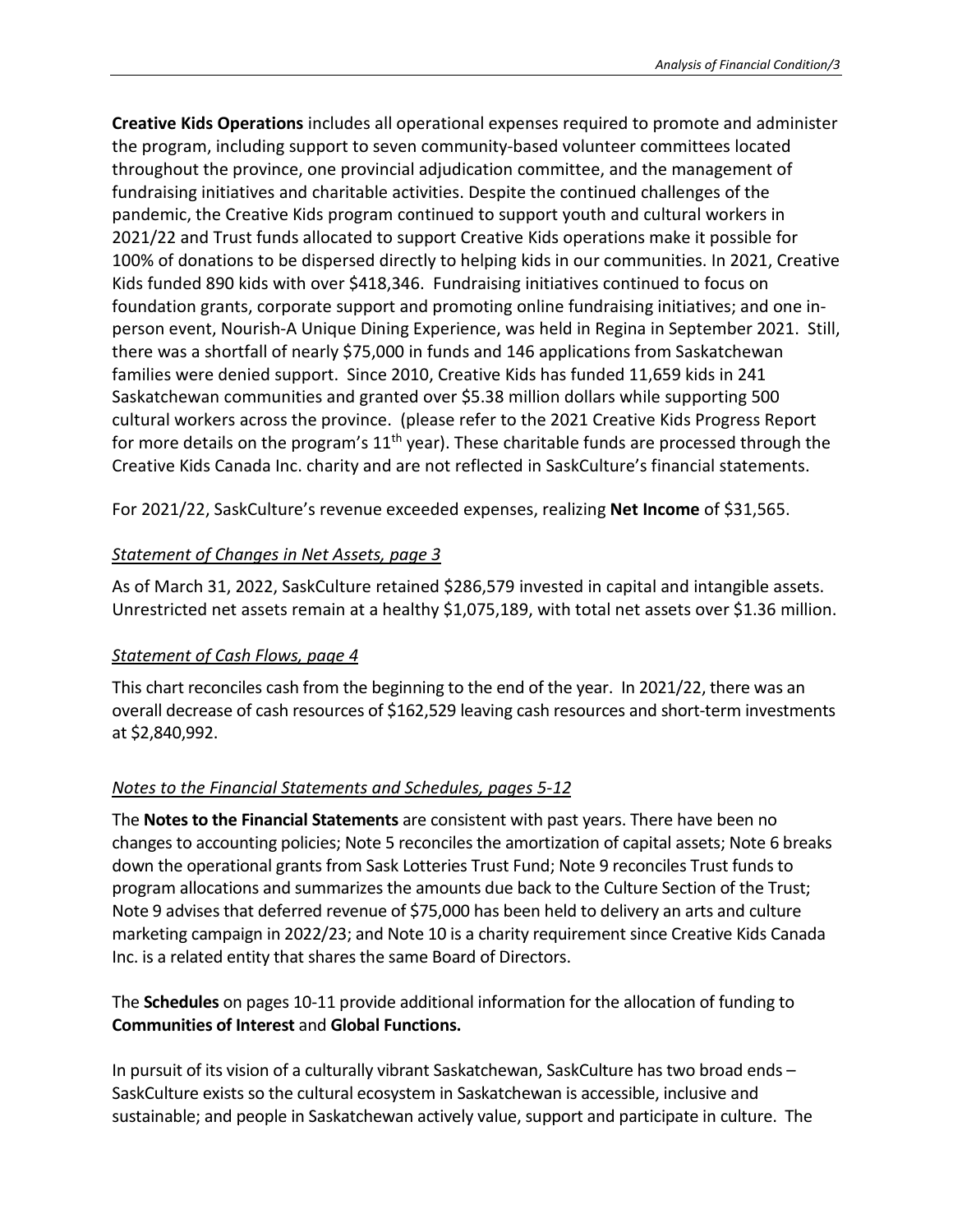**Creative Kids Operations** includes all operational expenses required to promote and administer the program, including support to seven community-based volunteer committees located throughout the province, one provincial adjudication committee, and the management of fundraising initiatives and charitable activities. Despite the continued challenges of the pandemic, the Creative Kids program continued to support youth and cultural workers in 2021/22 and Trust funds allocated to support Creative Kids operations make it possible for 100% of donations to be dispersed directly to helping kids in our communities. In 2021, Creative Kids funded 890 kids with over $418,346. Fundraising initiatives continued to focus on foundation grants, corporate support and promoting online fundraising initiatives; and one in-person event, Nourish-A Unique Dining Experience, was held in Regina in September 2021. Still, there was a shortfall of nearly $75,000 in funds and 146 applications from Saskatchewan families were denied support. Since 2010, Creative Kids has funded 11,659 kids in 241 Saskatchewan communities and granted over $5.38 million dollars while supporting 500 cultural workers across the province. (please refer to the 2021 Creative Kids Progress Report for more details on the program's 11th year). These charitable funds are processed through the Creative Kids Canada Inc. charity and are not reflected in SaskCulture's financial statements.

For 2021/22, SaskCulture's revenue exceeded expenses, realizing **Net Income** of $31,565.

*Statement of Changes in Net Assets, page 3*

As of March 31, 2022, SaskCulture retained $286,579 invested in capital and intangible assets. Unrestricted net assets remain at a healthy $1,075,189, with total net assets over $1.36 million.

*Statement of Cash Flows, page 4*

This chart reconciles cash from the beginning to the end of the year. In 2021/22, there was an overall decrease of cash resources of $162,529 leaving cash resources and short-term investments at $2,840,992.

*Notes to the Financial Statements and Schedules, pages 5-12*

The **Notes to the Financial Statements** are consistent with past years. There have been no changes to accounting policies; Note 5 reconciles the amortization of capital assets; Note 6 breaks down the operational grants from Sask Lotteries Trust Fund; Note 9 reconciles Trust funds to program allocations and summarizes the amounts due back to the Culture Section of the Trust; Note 9 advises that deferred revenue of $75,000 has been held to delivery an arts and culture marketing campaign in 2022/23; and Note 10 is a charity requirement since Creative Kids Canada Inc. is a related entity that shares the same Board of Directors.

The **Schedules** on pages 10-11 provide additional information for the allocation of funding to **Communities of Interest** and **Global Functions.**

In pursuit of its vision of a culturally vibrant Saskatchewan, SaskCulture has two broad ends – SaskCulture exists so the cultural ecosystem in Saskatchewan is accessible, inclusive and sustainable; and people in Saskatchewan actively value, support and participate in culture. The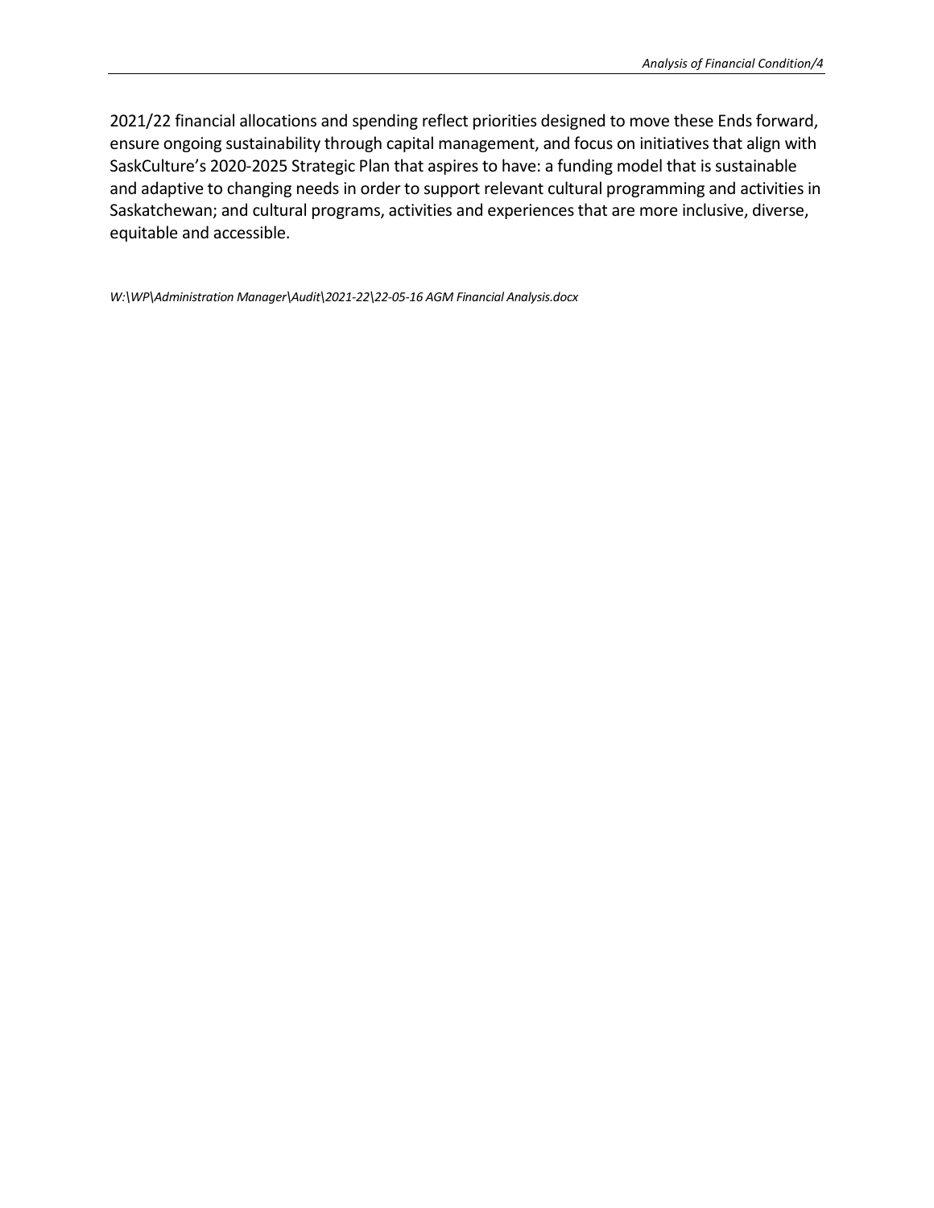2021/22 financial allocations and spending reflect priorities designed to move these Ends forward, ensure ongoing sustainability through capital management, and focus on initiatives that align with SaskCulture's 2020-2025 Strategic Plan that aspires to have: a funding model that is sustainable and adaptive to changing needs in order to support relevant cultural programming and activities in Saskatchewan; and cultural programs, activities and experiences that are more inclusive, diverse, equitable and accessible.

*W:\WP\Administration Manager\Audit\2021-22\22-05-16 AGM Financial Analysis.docx*